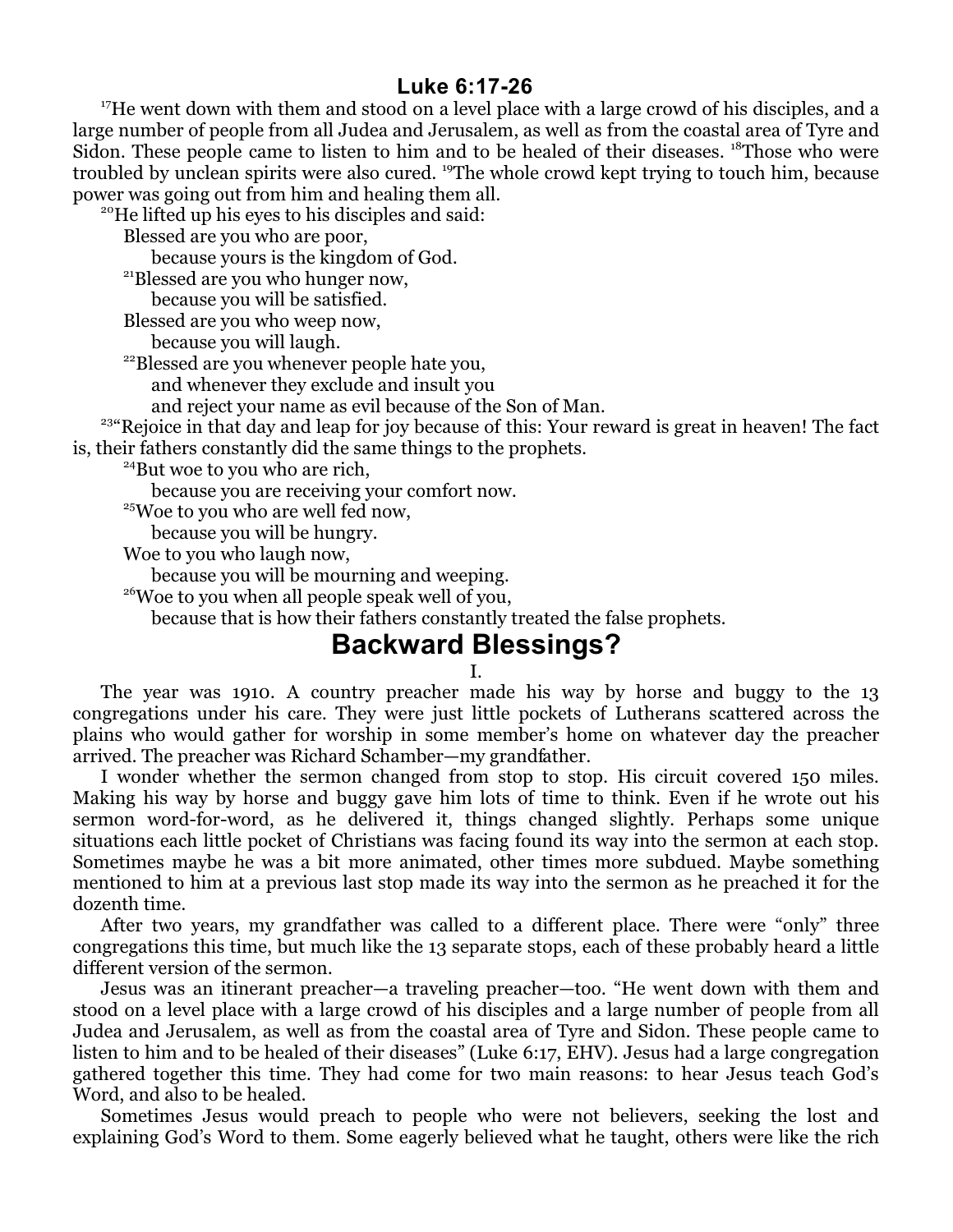## Luke 6:17-26

[17]He went down with them and stood on a level place with a large crowd of his disciples, and a large number of people from all Judea and Jerusalem, as well as from the coastal area of Tyre and Sidon. These people came to listen to him and to be healed of their diseases. [18]Those who were troubled by unclean spirits were also cured. [19]The whole crowd kept trying to touch him, because power was going out from him and healing them all.

[20]He lifted up his eyes to his disciples and said:

Blessed are you who are poor,
because yours is the kingdom of God.
[21]Blessed are you who hunger now,
because you will be satisfied.
Blessed are you who weep now,
because you will laugh.
[22]Blessed are you whenever people hate you,
and whenever they exclude and insult you
and reject your name as evil because of the Son of Man.

[23]"Rejoice in that day and leap for joy because of this: Your reward is great in heaven! The fact is, their fathers constantly did the same things to the prophets.

[24]But woe to you who are rich,
because you are receiving your comfort now.
[25]Woe to you who are well fed now,
because you will be hungry.
Woe to you who laugh now,
because you will be mourning and weeping.
[26]Woe to you when all people speak well of you,
because that is how their fathers constantly treated the false prophets.

# Backward Blessings?

I.

The year was 1910. A country preacher made his way by horse and buggy to the 13 congregations under his care. They were just little pockets of Lutherans scattered across the plains who would gather for worship in some member's home on whatever day the preacher arrived. The preacher was Richard Schamber—my grandfather.

I wonder whether the sermon changed from stop to stop. His circuit covered 150 miles. Making his way by horse and buggy gave him lots of time to think. Even if he wrote out his sermon word-for-word, as he delivered it, things changed slightly. Perhaps some unique situations each little pocket of Christians was facing found its way into the sermon at each stop. Sometimes maybe he was a bit more animated, other times more subdued. Maybe something mentioned to him at a previous last stop made its way into the sermon as he preached it for the dozenth time.

After two years, my grandfather was called to a different place. There were "only" three congregations this time, but much like the 13 separate stops, each of these probably heard a little different version of the sermon.

Jesus was an itinerant preacher—a traveling preacher—too. "He went down with them and stood on a level place with a large crowd of his disciples and a large number of people from all Judea and Jerusalem, as well as from the coastal area of Tyre and Sidon. These people came to listen to him and to be healed of their diseases" (Luke 6:17, EHV). Jesus had a large congregation gathered together this time. They had come for two main reasons: to hear Jesus teach God's Word, and also to be healed.

Sometimes Jesus would preach to people who were not believers, seeking the lost and explaining God's Word to them. Some eagerly believed what he taught, others were like the rich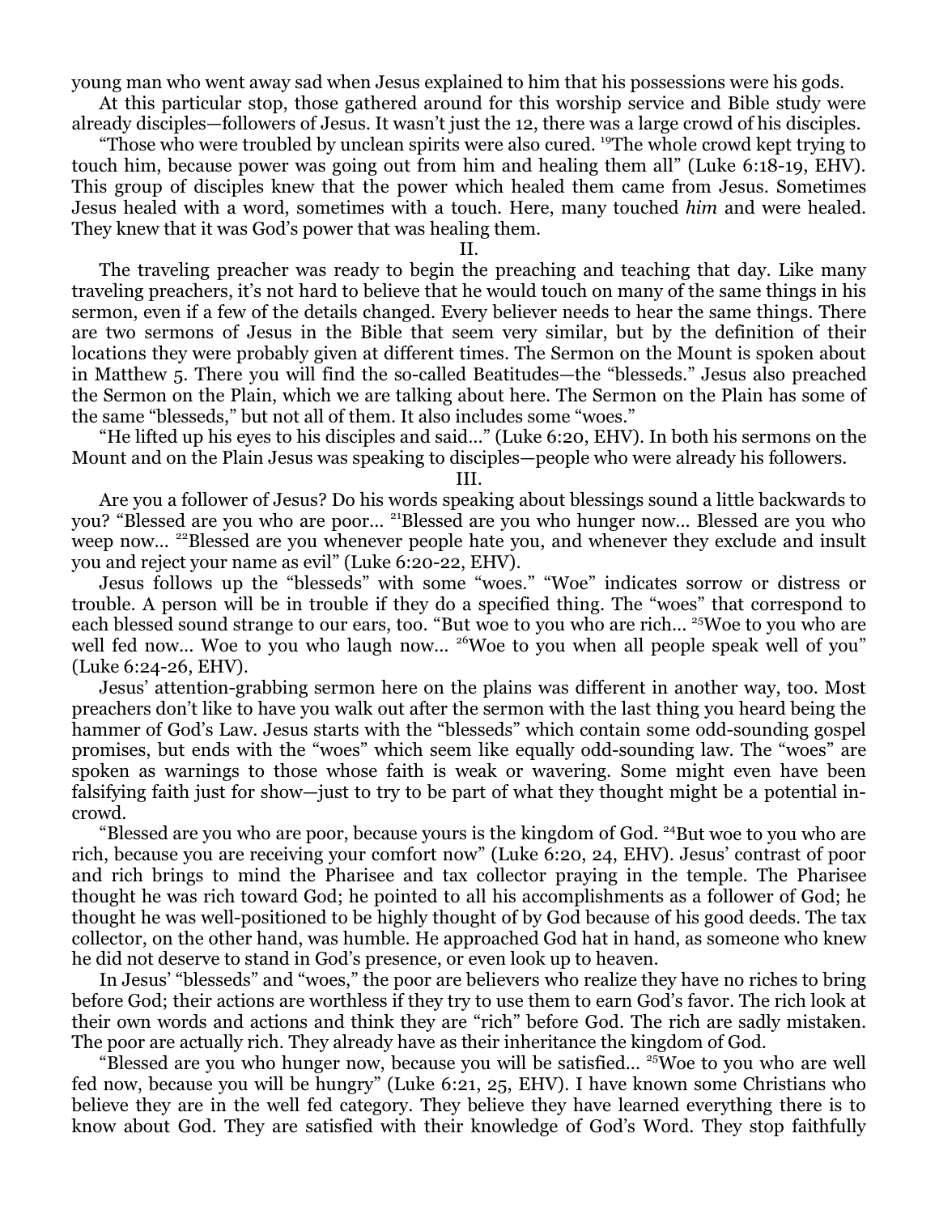young man who went away sad when Jesus explained to him that his possessions were his gods.

At this particular stop, those gathered around for this worship service and Bible study were already disciples—followers of Jesus. It wasn't just the 12, there was a large crowd of his disciples.

"Those who were troubled by unclean spirits were also cured. [19]The whole crowd kept trying to touch him, because power was going out from him and healing them all" (Luke 6:18-19, EHV). This group of disciples knew that the power which healed them came from Jesus. Sometimes Jesus healed with a word, sometimes with a touch. Here, many touched *him* and were healed. They knew that it was God's power that was healing them.

II.

The traveling preacher was ready to begin the preaching and teaching that day. Like many traveling preachers, it's not hard to believe that he would touch on many of the same things in his sermon, even if a few of the details changed. Every believer needs to hear the same things. There are two sermons of Jesus in the Bible that seem very similar, but by the definition of their locations they were probably given at different times. The Sermon on the Mount is spoken about in Matthew 5. There you will find the so-called Beatitudes—the "blesseds." Jesus also preached the Sermon on the Plain, which we are talking about here. The Sermon on the Plain has some of the same "blesseds," but not all of them. It also includes some "woes."

"He lifted up his eyes to his disciples and said…" (Luke 6:20, EHV). In both his sermons on the Mount and on the Plain Jesus was speaking to disciples—people who were already his followers.

III.

Are you a follower of Jesus? Do his words speaking about blessings sound a little backwards to you? "Blessed are you who are poor… [21]Blessed are you who hunger now… Blessed are you who weep now… [22]Blessed are you whenever people hate you, and whenever they exclude and insult you and reject your name as evil" (Luke 6:20-22, EHV).

Jesus follows up the "blesseds" with some "woes." "Woe" indicates sorrow or distress or trouble. A person will be in trouble if they do a specified thing. The "woes" that correspond to each blessed sound strange to our ears, too. "But woe to you who are rich… [25]Woe to you who are well fed now… Woe to you who laugh now… [26]Woe to you when all people speak well of you" (Luke 6:24-26, EHV).

Jesus' attention-grabbing sermon here on the plains was different in another way, too. Most preachers don't like to have you walk out after the sermon with the last thing you heard being the hammer of God's Law. Jesus starts with the "blesseds" which contain some odd-sounding gospel promises, but ends with the "woes" which seem like equally odd-sounding law. The "woes" are spoken as warnings to those whose faith is weak or wavering. Some might even have been falsifying faith just for show—just to try to be part of what they thought might be a potential in-crowd.

"Blessed are you who are poor, because yours is the kingdom of God. [24]But woe to you who are rich, because you are receiving your comfort now" (Luke 6:20, 24, EHV). Jesus' contrast of poor and rich brings to mind the Pharisee and tax collector praying in the temple. The Pharisee thought he was rich toward God; he pointed to all his accomplishments as a follower of God; he thought he was well-positioned to be highly thought of by God because of his good deeds. The tax collector, on the other hand, was humble. He approached God hat in hand, as someone who knew he did not deserve to stand in God's presence, or even look up to heaven.

In Jesus' "blesseds" and "woes," the poor are believers who realize they have no riches to bring before God; their actions are worthless if they try to use them to earn God's favor. The rich look at their own words and actions and think they are "rich" before God. The rich are sadly mistaken. The poor are actually rich. They already have as their inheritance the kingdom of God.

"Blessed are you who hunger now, because you will be satisfied… [25]Woe to you who are well fed now, because you will be hungry" (Luke 6:21, 25, EHV). I have known some Christians who believe they are in the well fed category. They believe they have learned everything there is to know about God. They are satisfied with their knowledge of God's Word. They stop faithfully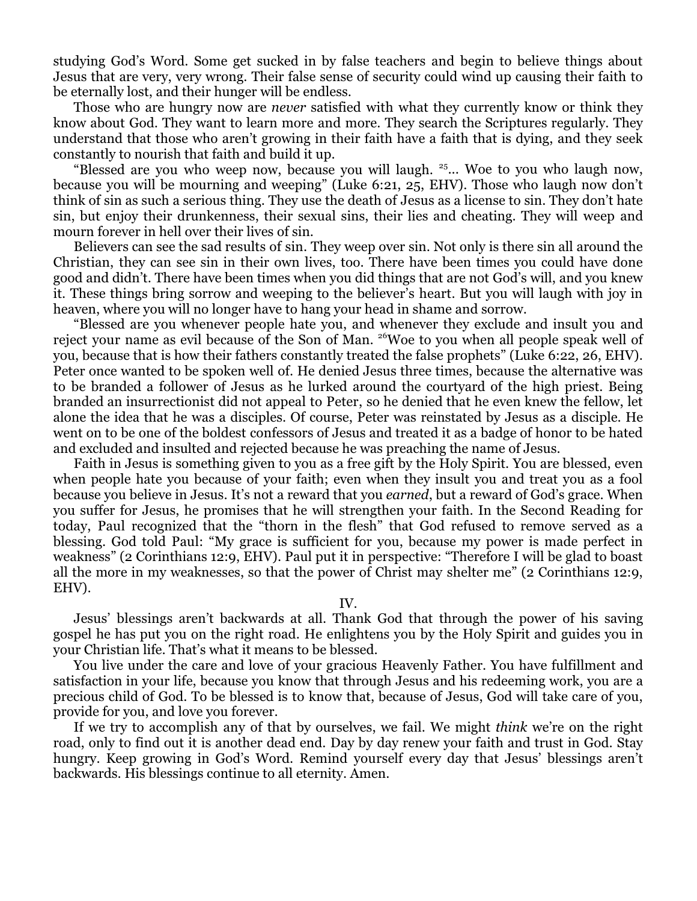studying God's Word. Some get sucked in by false teachers and begin to believe things about Jesus that are very, very wrong. Their false sense of security could wind up causing their faith to be eternally lost, and their hunger will be endless.

Those who are hungry now are *never* satisfied with what they currently know or think they know about God. They want to learn more and more. They search the Scriptures regularly. They understand that those who aren't growing in their faith have a faith that is dying, and they seek constantly to nourish that faith and build it up.

"Blessed are you who weep now, because you will laugh. [25]... Woe to you who laugh now, because you will be mourning and weeping" (Luke 6:21, 25, EHV). Those who laugh now don't think of sin as such a serious thing. They use the death of Jesus as a license to sin. They don't hate sin, but enjoy their drunkenness, their sexual sins, their lies and cheating. They will weep and mourn forever in hell over their lives of sin.

Believers can see the sad results of sin. They weep over sin. Not only is there sin all around the Christian, they can see sin in their own lives, too. There have been times you could have done good and didn't. There have been times when you did things that are not God's will, and you knew it. These things bring sorrow and weeping to the believer's heart. But you will laugh with joy in heaven, where you will no longer have to hang your head in shame and sorrow.

"Blessed are you whenever people hate you, and whenever they exclude and insult you and reject your name as evil because of the Son of Man. [26]Woe to you when all people speak well of you, because that is how their fathers constantly treated the false prophets" (Luke 6:22, 26, EHV). Peter once wanted to be spoken well of. He denied Jesus three times, because the alternative was to be branded a follower of Jesus as he lurked around the courtyard of the high priest. Being branded an insurrectionist did not appeal to Peter, so he denied that he even knew the fellow, let alone the idea that he was a disciples. Of course, Peter was reinstated by Jesus as a disciple. He went on to be one of the boldest confessors of Jesus and treated it as a badge of honor to be hated and excluded and insulted and rejected because he was preaching the name of Jesus.

Faith in Jesus is something given to you as a free gift by the Holy Spirit. You are blessed, even when people hate you because of your faith; even when they insult you and treat you as a fool because you believe in Jesus. It's not a reward that you *earned*, but a reward of God's grace. When you suffer for Jesus, he promises that he will strengthen your faith. In the Second Reading for today, Paul recognized that the "thorn in the flesh" that God refused to remove served as a blessing. God told Paul: "My grace is sufficient for you, because my power is made perfect in weakness" (2 Corinthians 12:9, EHV). Paul put it in perspective: "Therefore I will be glad to boast all the more in my weaknesses, so that the power of Christ may shelter me" (2 Corinthians 12:9, EHV).

IV.

Jesus' blessings aren't backwards at all. Thank God that through the power of his saving gospel he has put you on the right road. He enlightens you by the Holy Spirit and guides you in your Christian life. That's what it means to be blessed.

You live under the care and love of your gracious Heavenly Father. You have fulfillment and satisfaction in your life, because you know that through Jesus and his redeeming work, you are a precious child of God. To be blessed is to know that, because of Jesus, God will take care of you, provide for you, and love you forever.

If we try to accomplish any of that by ourselves, we fail. We might *think* we're on the right road, only to find out it is another dead end. Day by day renew your faith and trust in God. Stay hungry. Keep growing in God's Word. Remind yourself every day that Jesus' blessings aren't backwards. His blessings continue to all eternity. Amen.